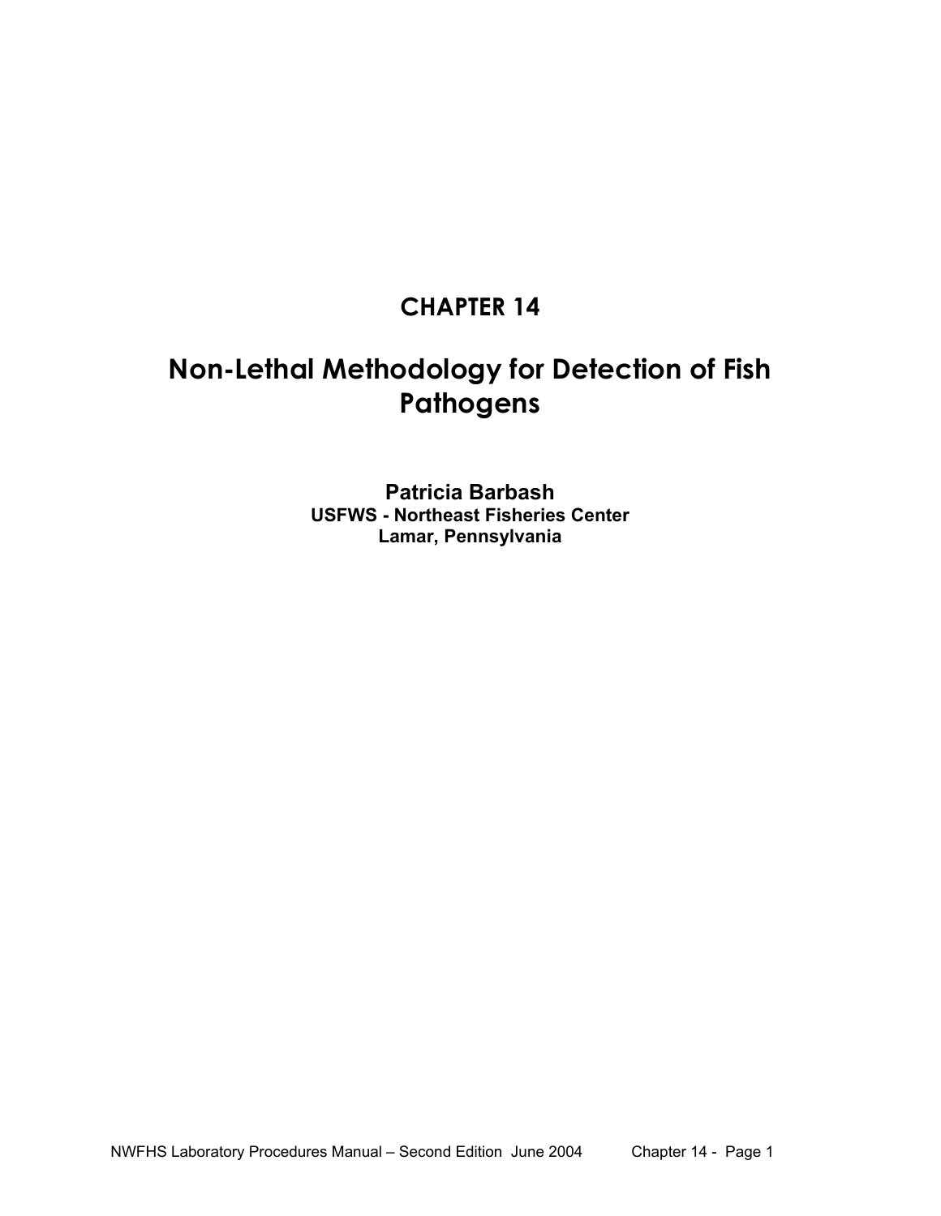# CHAPTER 14

# Non-Lethal Methodology for Detection of Fish Pathogens

**Patricia Barbash**
**USFWS - Northeast Fisheries Center**
**Lamar, Pennsylvania**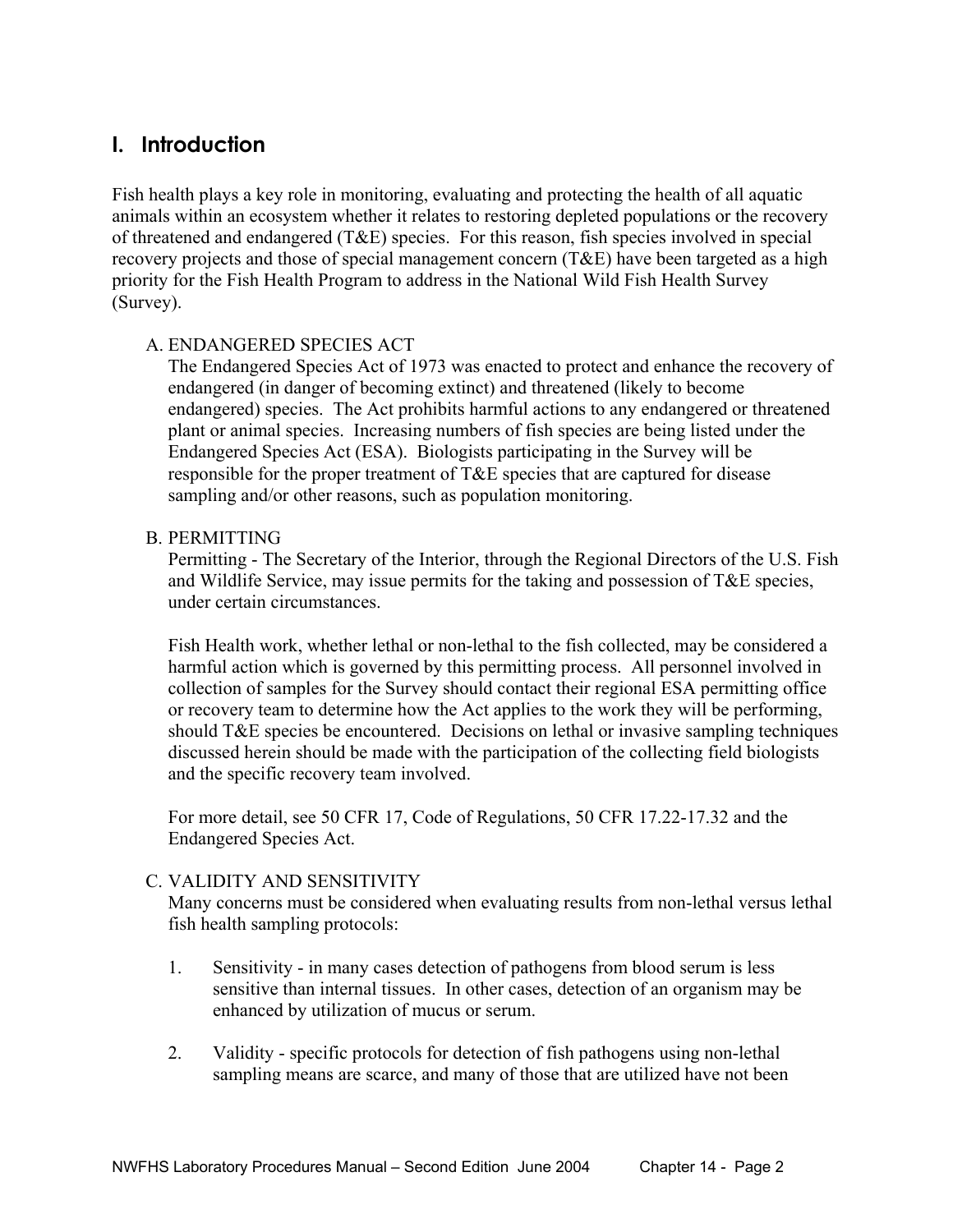## I. Introduction

Fish health plays a key role in monitoring, evaluating and protecting the health of all aquatic animals within an ecosystem whether it relates to restoring depleted populations or the recovery of threatened and endangered (T&E) species. For this reason, fish species involved in special recovery projects and those of special management concern (T&E) have been targeted as a high priority for the Fish Health Program to address in the National Wild Fish Health Survey (Survey).

### A. ENDANGERED SPECIES ACT

The Endangered Species Act of 1973 was enacted to protect and enhance the recovery of endangered (in danger of becoming extinct) and threatened (likely to become endangered) species. The Act prohibits harmful actions to any endangered or threatened plant or animal species. Increasing numbers of fish species are being listed under the Endangered Species Act (ESA). Biologists participating in the Survey will be responsible for the proper treatment of T&E species that are captured for disease sampling and/or other reasons, such as population monitoring.

### B. PERMITTING

Permitting - The Secretary of the Interior, through the Regional Directors of the U.S. Fish and Wildlife Service, may issue permits for the taking and possession of T&E species, under certain circumstances.

Fish Health work, whether lethal or non-lethal to the fish collected, may be considered a harmful action which is governed by this permitting process. All personnel involved in collection of samples for the Survey should contact their regional ESA permitting office or recovery team to determine how the Act applies to the work they will be performing, should T&E species be encountered. Decisions on lethal or invasive sampling techniques discussed herein should be made with the participation of the collecting field biologists and the specific recovery team involved.

For more detail, see 50 CFR 17, Code of Regulations, 50 CFR 17.22-17.32 and the Endangered Species Act.

### C. VALIDITY AND SENSITIVITY

Many concerns must be considered when evaluating results from non-lethal versus lethal fish health sampling protocols:

1. Sensitivity - in many cases detection of pathogens from blood serum is less sensitive than internal tissues. In other cases, detection of an organism may be enhanced by utilization of mucus or serum.

2. Validity - specific protocols for detection of fish pathogens using non-lethal sampling means are scarce, and many of those that are utilized have not been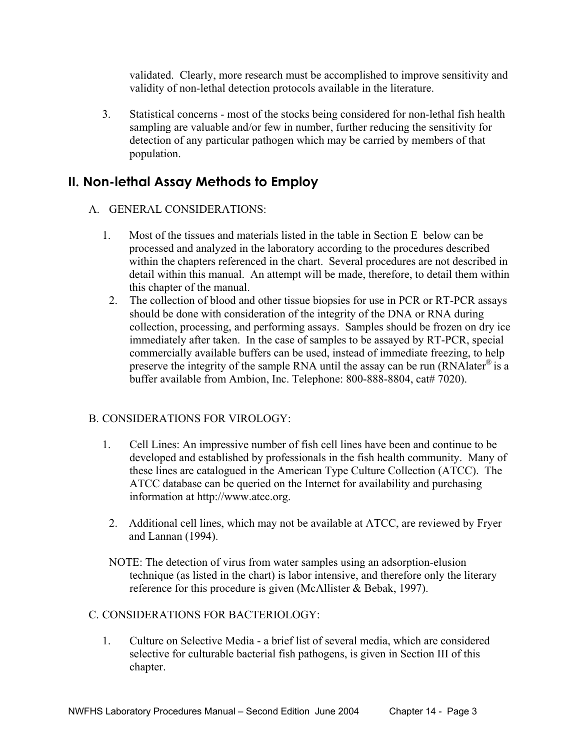validated. Clearly, more research must be accomplished to improve sensitivity and validity of non-lethal detection protocols available in the literature.

3. Statistical concerns - most of the stocks being considered for non-lethal fish health sampling are valuable and/or few in number, further reducing the sensitivity for detection of any particular pathogen which may be carried by members of that population.

## II. Non-lethal Assay Methods to Employ

A. GENERAL CONSIDERATIONS:

1. Most of the tissues and materials listed in the table in Section E below can be processed and analyzed in the laboratory according to the procedures described within the chapters referenced in the chart. Several procedures are not described in detail within this manual. An attempt will be made, therefore, to detail them within this chapter of the manual.
2. The collection of blood and other tissue biopsies for use in PCR or RT-PCR assays should be done with consideration of the integrity of the DNA or RNA during collection, processing, and performing assays. Samples should be frozen on dry ice immediately after taken. In the case of samples to be assayed by RT-PCR, special commercially available buffers can be used, instead of immediate freezing, to help preserve the integrity of the sample RNA until the assay can be run (RNAlater® is a buffer available from Ambion, Inc. Telephone: 800-888-8804, cat# 7020).

B. CONSIDERATIONS FOR VIROLOGY:

1. Cell Lines: An impressive number of fish cell lines have been and continue to be developed and established by professionals in the fish health community. Many of these lines are catalogued in the American Type Culture Collection (ATCC). The ATCC database can be queried on the Internet for availability and purchasing information at http://www.atcc.org.
2. Additional cell lines, which may not be available at ATCC, are reviewed by Fryer and Lannan (1994).

NOTE: The detection of virus from water samples using an adsorption-elusion technique (as listed in the chart) is labor intensive, and therefore only the literary reference for this procedure is given (McAllister & Bebak, 1997).

C. CONSIDERATIONS FOR BACTERIOLOGY:

1. Culture on Selective Media - a brief list of several media, which are considered selective for culturable bacterial fish pathogens, is given in Section III of this chapter.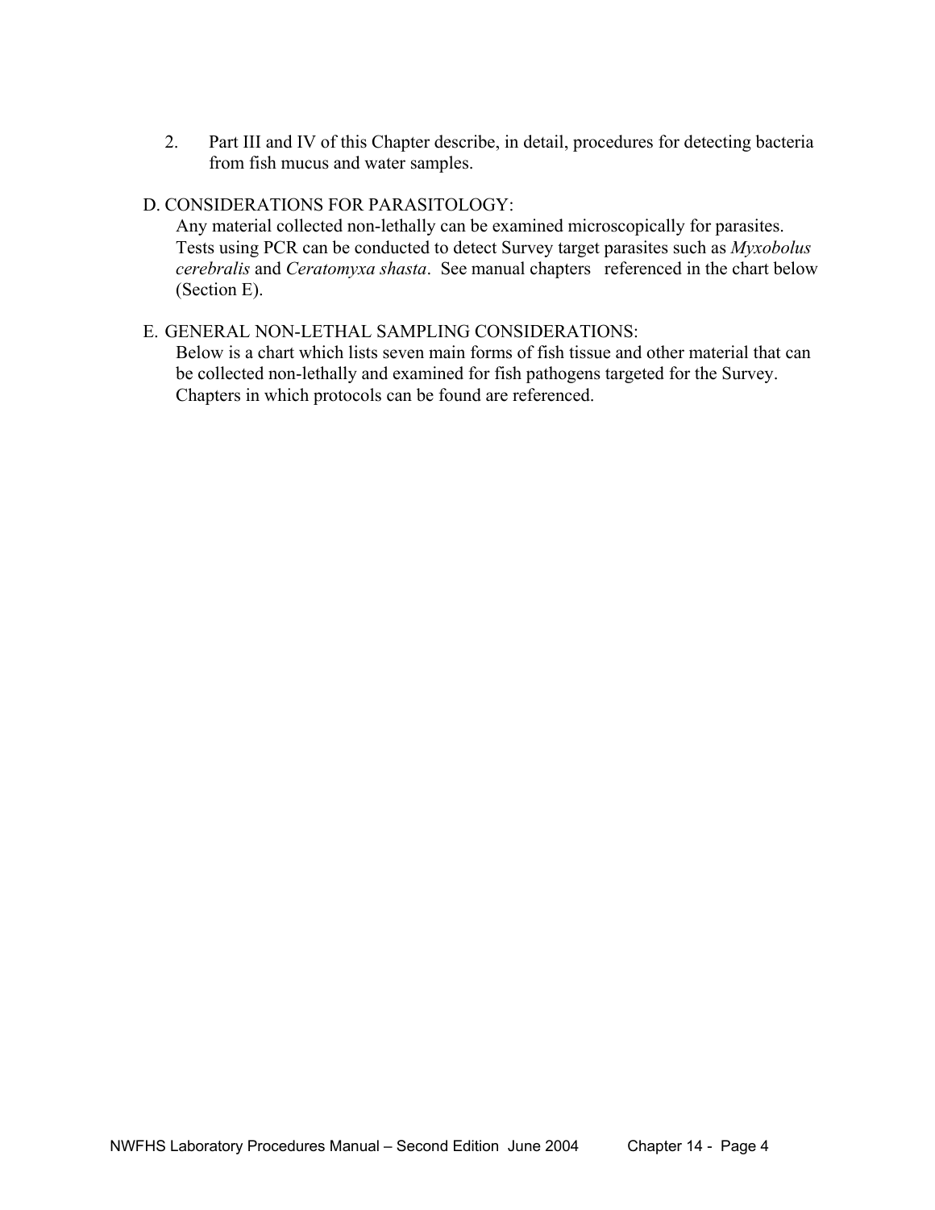2. Part III and IV of this Chapter describe, in detail, procedures for detecting bacteria from fish mucus and water samples.

D. CONSIDERATIONS FOR PARASITOLOGY:

Any material collected non-lethally can be examined microscopically for parasites. Tests using PCR can be conducted to detect Survey target parasites such as *Myxobolus cerebralis* and *Ceratomyxa shasta*. See manual chapters referenced in the chart below (Section E).

E. GENERAL NON-LETHAL SAMPLING CONSIDERATIONS:

Below is a chart which lists seven main forms of fish tissue and other material that can be collected non-lethally and examined for fish pathogens targeted for the Survey. Chapters in which protocols can be found are referenced.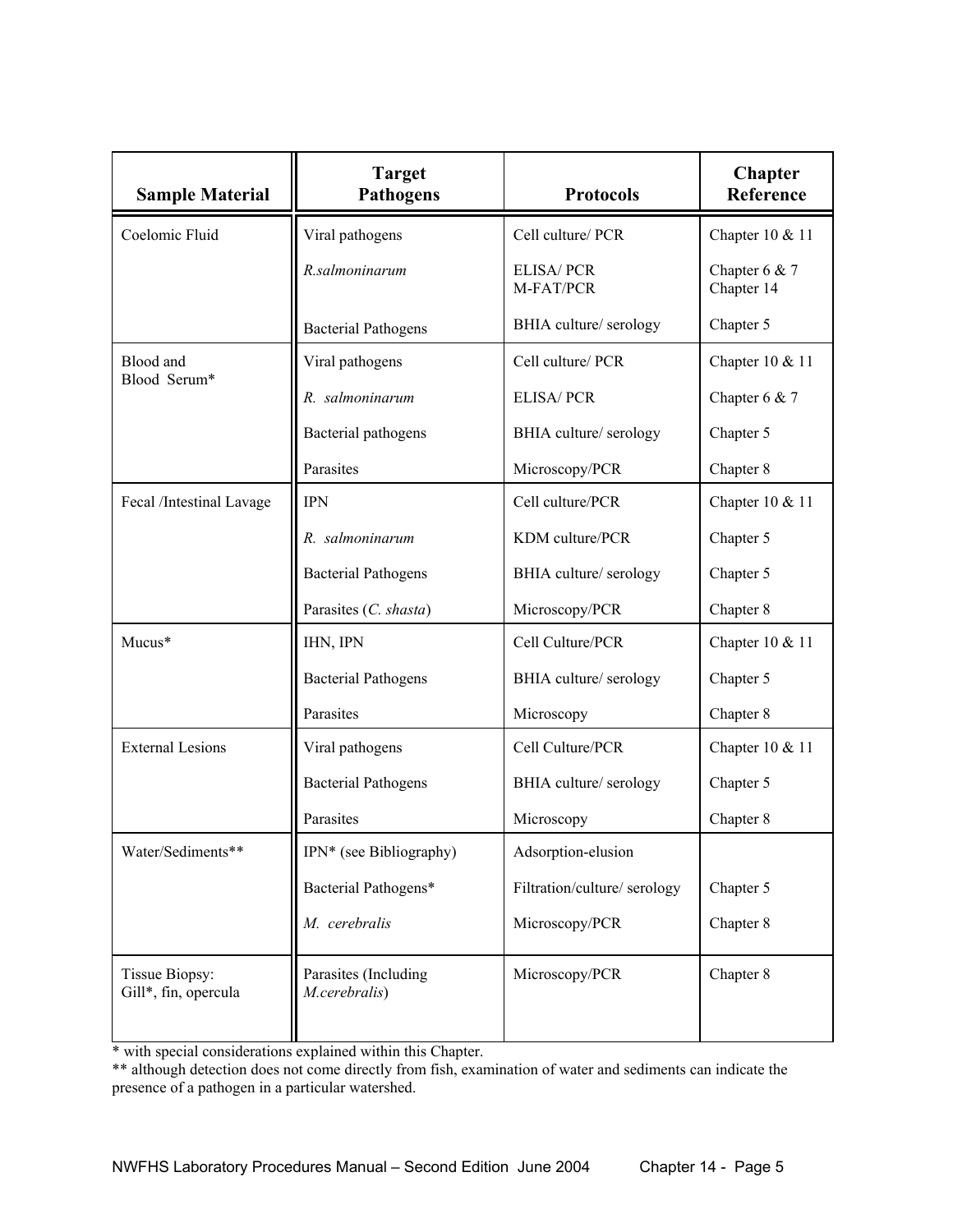| Sample Material | Target Pathogens | Protocols | Chapter Reference |
| --- | --- | --- | --- |
| Coelomic Fluid | Viral pathogens | Cell culture/ PCR | Chapter 10 & 11 |
| | *R.salmoninarum* | ELISA/ PCR<br>M-FAT/PCR | Chapter 6 & 7<br>Chapter 14 |
| | Bacterial Pathogens | BHIA culture/ serology | Chapter 5 |
| Blood and Blood Serum* | Viral pathogens | Cell culture/ PCR | Chapter 10 & 11 |
| | *R. salmoninarum* | ELISA/ PCR | Chapter 6 & 7 |
| | Bacterial pathogens | BHIA culture/ serology | Chapter 5 |
| | Parasites | Microscopy/PCR | Chapter 8 |
| Fecal /Intestinal Lavage | IPN | Cell culture/PCR | Chapter 10 & 11 |
| | *R. salmoninarum* | KDM culture/PCR | Chapter 5 |
| | Bacterial Pathogens | BHIA culture/ serology | Chapter 5 |
| | Parasites (*C. shasta*) | Microscopy/PCR | Chapter 8 |
| Mucus* | IHN, IPN | Cell Culture/PCR | Chapter 10 & 11 |
| | Bacterial Pathogens | BHIA culture/ serology | Chapter 5 |
| | Parasites | Microscopy | Chapter 8 |
| External Lesions | Viral pathogens | Cell Culture/PCR | Chapter 10 & 11 |
| | Bacterial Pathogens | BHIA culture/ serology | Chapter 5 |
| | Parasites | Microscopy | Chapter 8 |
| Water/Sediments** | IPN* (see Bibliography) | Adsorption-elution | |
| | Bacterial Pathogens* | Filtration/culture/ serology | Chapter 5 |
| | *M. cerebralis* | Microscopy/PCR | Chapter 8 |
| Tissue Biopsy: Gill*, fin, opercula | Parasites (Including *M.cerebralis*) | Microscopy/PCR | Chapter 8 |

\* with special considerations explained within this Chapter.

\*\* although detection does not come directly from fish, examination of water and sediments can indicate the presence of a pathogen in a particular watershed.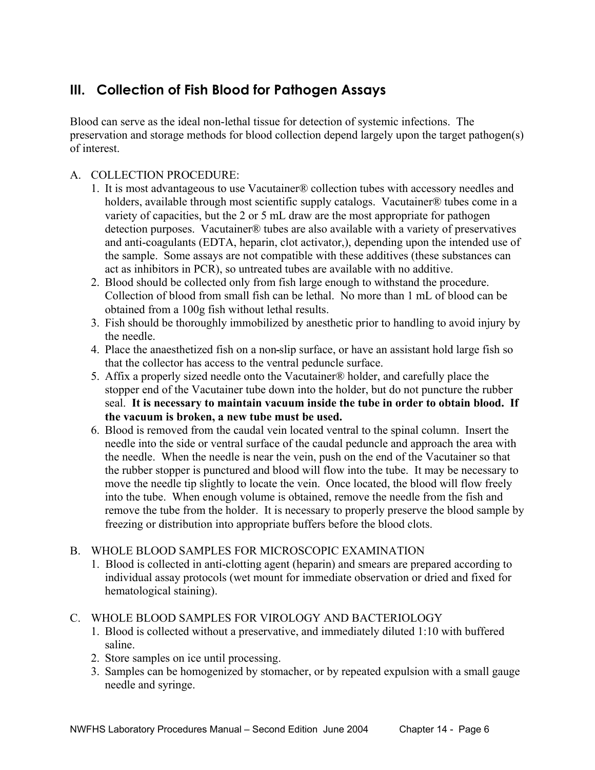## III. Collection of Fish Blood for Pathogen Assays

Blood can serve as the ideal non-lethal tissue for detection of systemic infections. The preservation and storage methods for blood collection depend largely upon the target pathogen(s) of interest.

A. COLLECTION PROCEDURE:

1. It is most advantageous to use Vacutainer® collection tubes with accessory needles and holders, available through most scientific supply catalogs. Vacutainer® tubes come in a variety of capacities, but the 2 or 5 mL draw are the most appropriate for pathogen detection purposes. Vacutainer® tubes are also available with a variety of preservatives and anti-coagulants (EDTA, heparin, clot activator,), depending upon the intended use of the sample. Some assays are not compatible with these additives (these substances can act as inhibitors in PCR), so untreated tubes are available with no additive.
2. Blood should be collected only from fish large enough to withstand the procedure. Collection of blood from small fish can be lethal. No more than 1 mL of blood can be obtained from a 100g fish without lethal results.
3. Fish should be thoroughly immobilized by anesthetic prior to handling to avoid injury by the needle.
4. Place the anaesthetized fish on a non-slip surface, or have an assistant hold large fish so that the collector has access to the ventral peduncle surface.
5. Affix a properly sized needle onto the Vacutainer® holder, and carefully place the stopper end of the Vacutainer tube down into the holder, but do not puncture the rubber seal. **It is necessary to maintain vacuum inside the tube in order to obtain blood. If the vacuum is broken, a new tube must be used.**
6. Blood is removed from the caudal vein located ventral to the spinal column. Insert the needle into the side or ventral surface of the caudal peduncle and approach the area with the needle. When the needle is near the vein, push on the end of the Vacutainer so that the rubber stopper is punctured and blood will flow into the tube. It may be necessary to move the needle tip slightly to locate the vein. Once located, the blood will flow freely into the tube. When enough volume is obtained, remove the needle from the fish and remove the tube from the holder. It is necessary to properly preserve the blood sample by freezing or distribution into appropriate buffers before the blood clots.

B. WHOLE BLOOD SAMPLES FOR MICROSCOPIC EXAMINATION

1. Blood is collected in anti-clotting agent (heparin) and smears are prepared according to individual assay protocols (wet mount for immediate observation or dried and fixed for hematological staining).

C. WHOLE BLOOD SAMPLES FOR VIROLOGY AND BACTERIOLOGY

1. Blood is collected without a preservative, and immediately diluted 1:10 with buffered saline.
2. Store samples on ice until processing.
3. Samples can be homogenized by stomacher, or by repeated expulsion with a small gauge needle and syringe.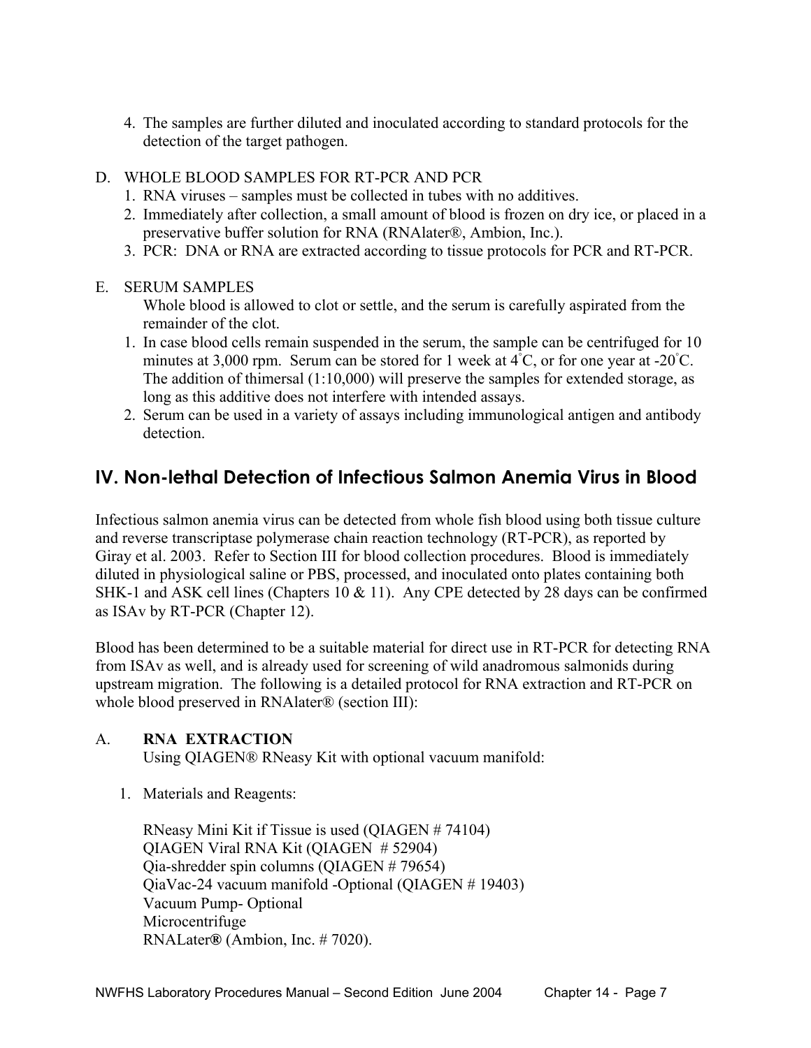4. The samples are further diluted and inoculated according to standard protocols for the detection of the target pathogen.

D. WHOLE BLOOD SAMPLES FOR RT-PCR AND PCR
   1. RNA viruses – samples must be collected in tubes with no additives.
   2. Immediately after collection, a small amount of blood is frozen on dry ice, or placed in a preservative buffer solution for RNA (RNAlater®, Ambion, Inc.).
   3. PCR: DNA or RNA are extracted according to tissue protocols for PCR and RT-PCR.

E. SERUM SAMPLES

   Whole blood is allowed to clot or settle, and the serum is carefully aspirated from the remainder of the clot.
   1. In case blood cells remain suspended in the serum, the sample can be centrifuged for 10 minutes at 3,000 rpm. Serum can be stored for 1 week at 4°C, or for one year at -20°C. The addition of thimersal (1:10,000) will preserve the samples for extended storage, as long as this additive does not interfere with intended assays.
   2. Serum can be used in a variety of assays including immunological antigen and antibody detection.

## IV. Non-lethal Detection of Infectious Salmon Anemia Virus in Blood

Infectious salmon anemia virus can be detected from whole fish blood using both tissue culture and reverse transcriptase polymerase chain reaction technology (RT-PCR), as reported by Giray et al. 2003. Refer to Section III for blood collection procedures. Blood is immediately diluted in physiological saline or PBS, processed, and inoculated onto plates containing both SHK-1 and ASK cell lines (Chapters 10 & 11). Any CPE detected by 28 days can be confirmed as ISAv by RT-PCR (Chapter 12).

Blood has been determined to be a suitable material for direct use in RT-PCR for detecting RNA from ISAv as well, and is already used for screening of wild anadromous salmonids during upstream migration. The following is a detailed protocol for RNA extraction and RT-PCR on whole blood preserved in RNAlater® (section III):

A. **RNA EXTRACTION**

   Using QIAGEN® RNeasy Kit with optional vacuum manifold:

   1. Materials and Reagents:

      RNeasy Mini Kit if Tissue is used (QIAGEN # 74104)
      QIAGEN Viral RNA Kit (QIAGEN # 52904)
      Qia-shredder spin columns (QIAGEN # 79654)
      QiaVac-24 vacuum manifold -Optional (QIAGEN # 19403)
      Vacuum Pump- Optional
      Microcentrifuge
      RNALater**®** (Ambion, Inc. # 7020).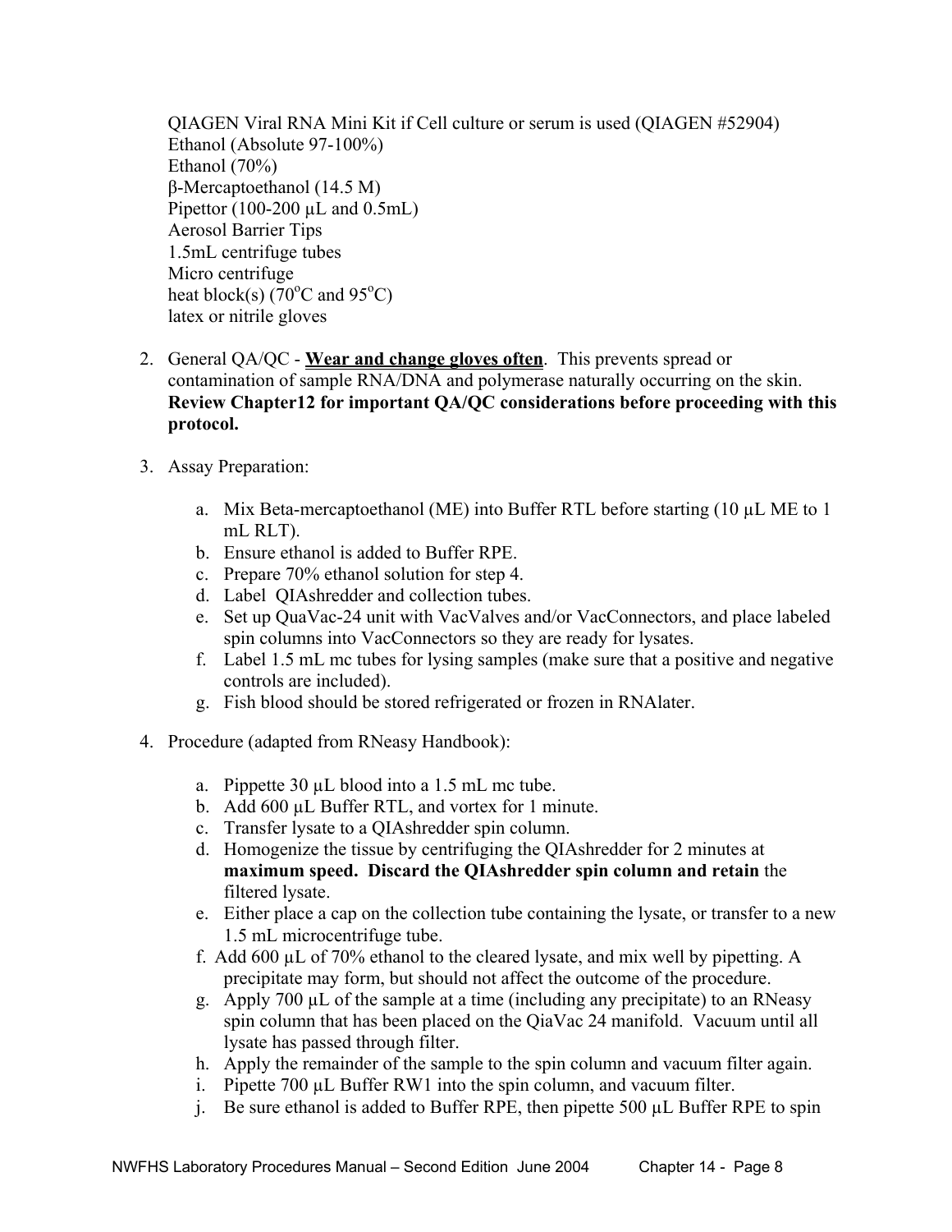QIAGEN Viral RNA Mini Kit if Cell culture or serum is used (QIAGEN #52904)
Ethanol (Absolute 97-100%)
Ethanol (70%)
β-Mercaptoethanol (14.5 M)
Pipettor (100-200 µL and 0.5mL)
Aerosol Barrier Tips
1.5mL centrifuge tubes
Micro centrifuge
heat block(s) ($70^{o}C$ and $95^{o}C$)
latex or nitrile gloves

2. General QA/QC - **<u>Wear and change gloves often</u>**. This prevents spread or contamination of sample RNA/DNA and polymerase naturally occurring on the skin. **Review Chapter12 for important QA/QC considerations before proceeding with this protocol.**

3. Assay Preparation:

   a. Mix Beta-mercaptoethanol (ME) into Buffer RTL before starting (10 µL ME to 1 mL RLT).
   b. Ensure ethanol is added to Buffer RPE.
   c. Prepare 70% ethanol solution for step 4.
   d. Label QIAshredder and collection tubes.
   e. Set up QuaVac-24 unit with VacValves and/or VacConnectors, and place labeled spin columns into VacConnectors so they are ready for lysates.
   f. Label 1.5 mL mc tubes for lysing samples (make sure that a positive and negative controls are included).
   g. Fish blood should be stored refrigerated or frozen in RNAlater.

4. Procedure (adapted from RNeasy Handbook):

   a. Pippette 30 µL blood into a 1.5 mL mc tube.
   b. Add 600 µL Buffer RTL, and vortex for 1 minute.
   c. Transfer lysate to a QIAshredder spin column.
   d. Homogenize the tissue by centrifuging the QIAshredder for 2 minutes at **maximum speed. Discard the QIAshredder spin column and retain** the filtered lysate.
   e. Either place a cap on the collection tube containing the lysate, or transfer to a new 1.5 mL microcentrifuge tube.
   f. Add 600 µL of 70% ethanol to the cleared lysate, and mix well by pipetting. A precipitate may form, but should not affect the outcome of the procedure.
   g. Apply 700 µL of the sample at a time (including any precipitate) to an RNeasy spin column that has been placed on the QiaVac 24 manifold. Vacuum until all lysate has passed through filter.
   h. Apply the remainder of the sample to the spin column and vacuum filter again.
   i. Pipette 700 µL Buffer RW1 into the spin column, and vacuum filter.
   j. Be sure ethanol is added to Buffer RPE, then pipette 500 µL Buffer RPE to spin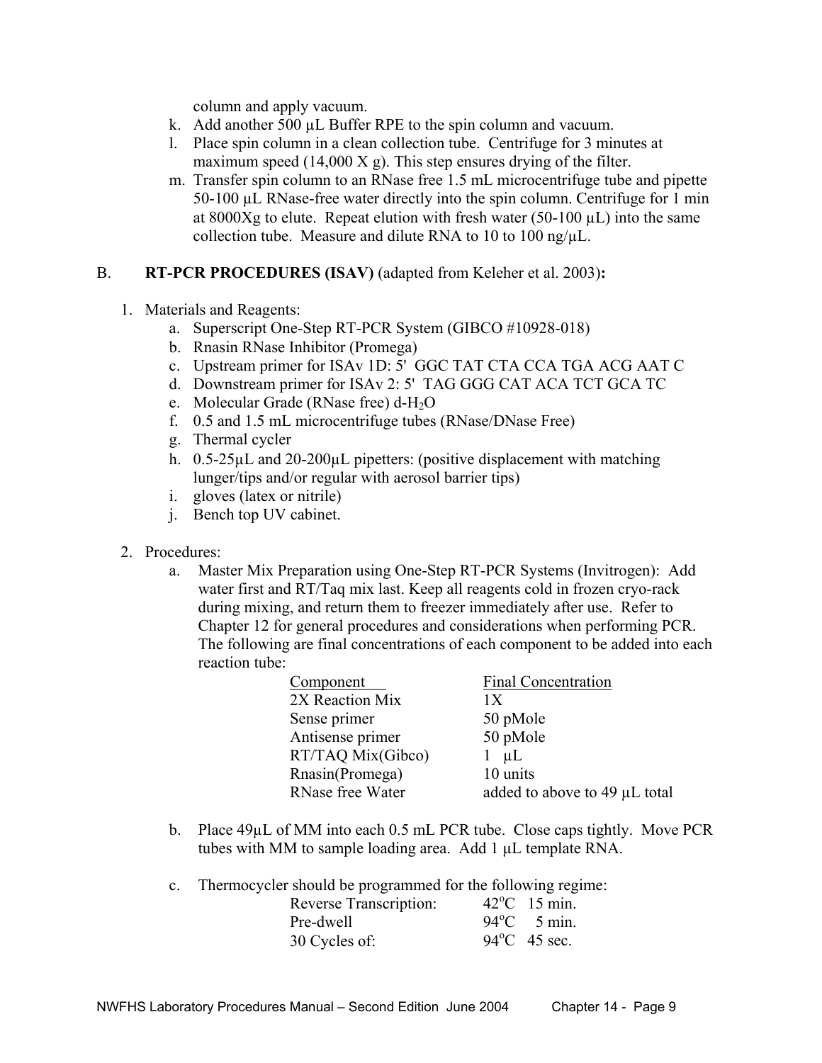column and apply vacuum.

k. Add another 500 µL Buffer RPE to the spin column and vacuum.

l. Place spin column in a clean collection tube. Centrifuge for 3 minutes at maximum speed (14,000 X g). This step ensures drying of the filter.

m. Transfer spin column to an RNase free 1.5 mL microcentrifuge tube and pipette 50-100 µL RNase-free water directly into the spin column. Centrifuge for 1 min at 8000Xg to elute. Repeat elution with fresh water (50-100 µL) into the same collection tube. Measure and dilute RNA to 10 to 100 ng/µL.

B. **RT-PCR PROCEDURES (ISAV)** (adapted from Keleher et al. 2003)**:**

1. Materials and Reagents:
   a. Superscript One-Step RT-PCR System (GIBCO #10928-018)
   b. Rnasin RNase Inhibitor (Promega)
   c. Upstream primer for ISAv 1D: 5' GGC TAT CTA CCA TGA ACG AAT C
   d. Downstream primer for ISAv 2: 5' TAG GGG CAT ACA TCT GCA TC
   e. Molecular Grade (RNase free) d-$H_2O$
   f. 0.5 and 1.5 mL microcentrifuge tubes (RNase/DNase Free)
   g. Thermal cycler
   h. 0.5-25µL and 20-200µL pipetters: (positive displacement with matching lunger/tips and/or regular with aerosol barrier tips)
   i. gloves (latex or nitrile)
   j. Bench top UV cabinet.

2. Procedures:
   a. Master Mix Preparation using One-Step RT-PCR Systems (Invitrogen): Add water first and RT/Taq mix last. Keep all reagents cold in frozen cryo-rack during mixing, and return them to freezer immediately after use. Refer to Chapter 12 for general procedures and considerations when performing PCR. The following are final concentrations of each component to be added into each reaction tube:

| Component | Final Concentration |
|---|---|
| 2X Reaction Mix | 1X |
| Sense primer | 50 pMole |
| Antisense primer | 50 pMole |
| RT/TAQ Mix(Gibco) | 1 µL |
| Rnasin(Promega) | 10 units |
| RNase free Water | added to above to 49 µL total |

   b. Place 49µL of MM into each 0.5 mL PCR tube. Close caps tightly. Move PCR tubes with MM to sample loading area. Add 1 µL template RNA.

   c. Thermocycler should be programmed for the following regime:

| | |
|---|---|
| Reverse Transcription: | 42°C 15 min. |
| Pre-dwell | 94°C 5 min. |
| 30 Cycles of: | 94°C 45 sec. |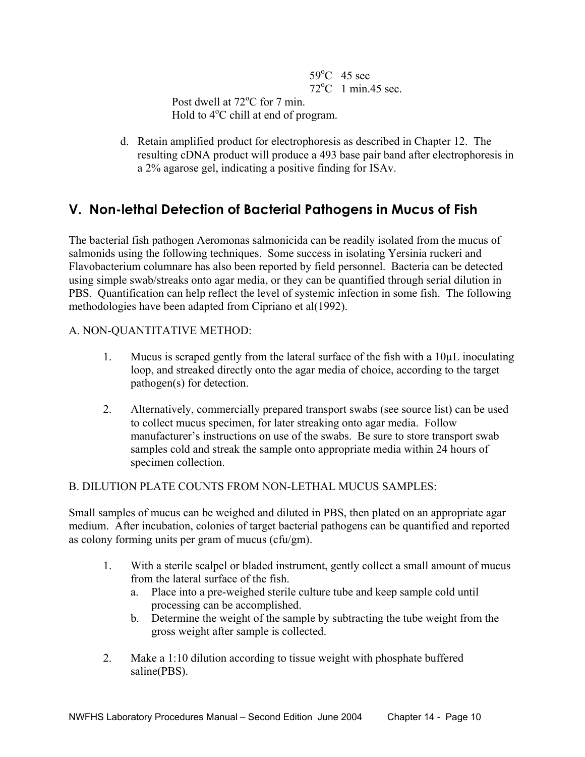59$^o$C 45 sec
72$^o$C 1 min.45 sec.

Post dwell at 72$^o$C for 7 min.
Hold to 4$^o$C chill at end of program.

d. Retain amplified product for electrophoresis as described in Chapter 12. The resulting cDNA product will produce a 493 base pair band after electrophoresis in a 2% agarose gel, indicating a positive finding for ISAv.

## V. Non-lethal Detection of Bacterial Pathogens in Mucus of Fish

The bacterial fish pathogen Aeromonas salmonicida can be readily isolated from the mucus of salmonids using the following techniques. Some success in isolating Yersinia ruckeri and Flavobacterium columnare has also been reported by field personnel. Bacteria can be detected using simple swab/streaks onto agar media, or they can be quantified through serial dilution in PBS. Quantification can help reflect the level of systemic infection in some fish. The following methodologies have been adapted from Cipriano et al(1992).

A. NON-QUANTITATIVE METHOD:

1. Mucus is scraped gently from the lateral surface of the fish with a 10µL inoculating loop, and streaked directly onto the agar media of choice, according to the target pathogen(s) for detection.

2. Alternatively, commercially prepared transport swabs (see source list) can be used to collect mucus specimen, for later streaking onto agar media. Follow manufacturer's instructions on use of the swabs. Be sure to store transport swab samples cold and streak the sample onto appropriate media within 24 hours of specimen collection.

B. DILUTION PLATE COUNTS FROM NON-LETHAL MUCUS SAMPLES:

Small samples of mucus can be weighed and diluted in PBS, then plated on an appropriate agar medium. After incubation, colonies of target bacterial pathogens can be quantified and reported as colony forming units per gram of mucus (cfu/gm).

1. With a sterile scalpel or bladed instrument, gently collect a small amount of mucus from the lateral surface of the fish.
   a. Place into a pre-weighed sterile culture tube and keep sample cold until processing can be accomplished.
   b. Determine the weight of the sample by subtracting the tube weight from the gross weight after sample is collected.

2. Make a 1:10 dilution according to tissue weight with phosphate buffered saline(PBS).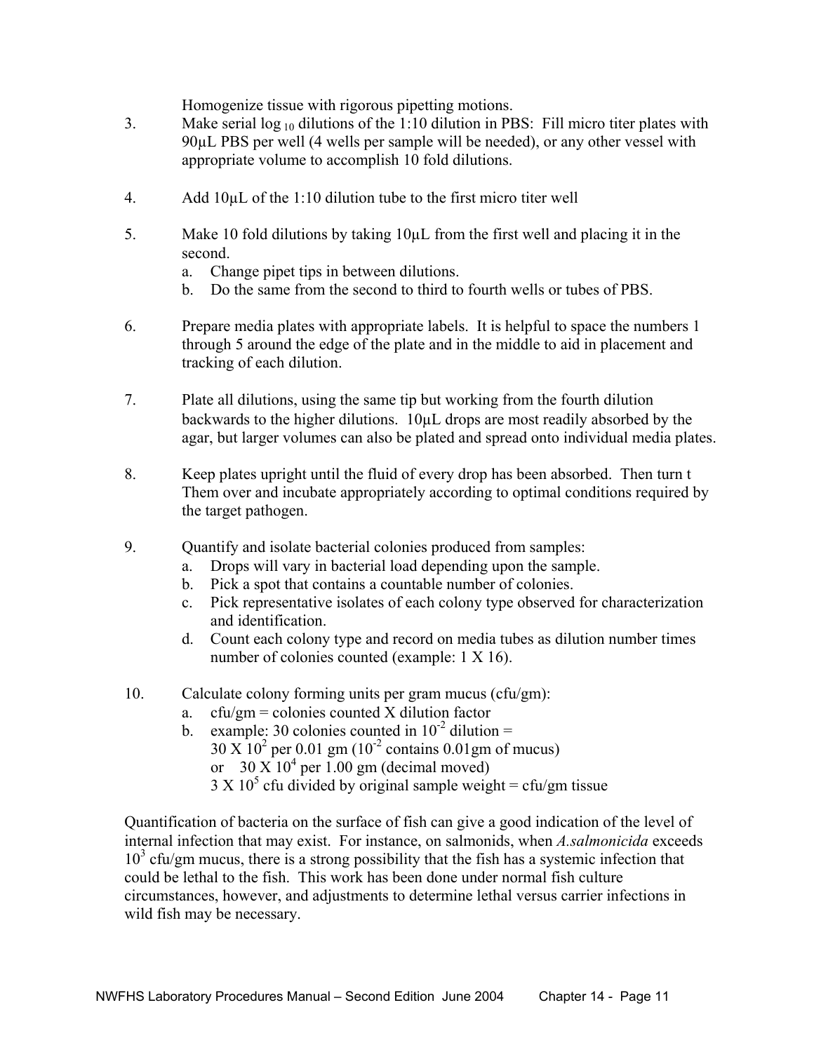Homogenize tissue with rigorous pipetting motions.

3. Make serial $\log_{10}$ dilutions of the 1:10 dilution in PBS: Fill micro titer plates with 90µL PBS per well (4 wells per sample will be needed), or any other vessel with appropriate volume to accomplish 10 fold dilutions.

4. Add 10µL of the 1:10 dilution tube to the first micro titer well

5. Make 10 fold dilutions by taking 10µL from the first well and placing it in the second.
   a. Change pipet tips in between dilutions.
   b. Do the same from the second to third to fourth wells or tubes of PBS.

6. Prepare media plates with appropriate labels. It is helpful to space the numbers 1 through 5 around the edge of the plate and in the middle to aid in placement and tracking of each dilution.

7. Plate all dilutions, using the same tip but working from the fourth dilution backwards to the higher dilutions. 10µL drops are most readily absorbed by the agar, but larger volumes can also be plated and spread onto individual media plates.

8. Keep plates upright until the fluid of every drop has been absorbed. Then turn t Them over and incubate appropriately according to optimal conditions required by the target pathogen.

9. Quantify and isolate bacterial colonies produced from samples:
   a. Drops will vary in bacterial load depending upon the sample.
   b. Pick a spot that contains a countable number of colonies.
   c. Pick representative isolates of each colony type observed for characterization and identification.
   d. Count each colony type and record on media tubes as dilution number times number of colonies counted (example: 1 X 16).

10. Calculate colony forming units per gram mucus (cfu/gm):
    a. cfu/gm = colonies counted X dilution factor
    b. example: 30 colonies counted in $10^{-2}$ dilution =
       $30 \times 10^2$ per 0.01 gm ($10^{-2}$ contains 0.01gm of mucus)
       or $30 \times 10^4$ per 1.00 gm (decimal moved)
       $3 \times 10^5$ cfu divided by original sample weight = cfu/gm tissue

Quantification of bacteria on the surface of fish can give a good indication of the level of internal infection that may exist. For instance, on salmonids, when *A.salmonicida* exceeds $10^3$ cfu/gm mucus, there is a strong possibility that the fish has a systemic infection that could be lethal to the fish. This work has been done under normal fish culture circumstances, however, and adjustments to determine lethal versus carrier infections in wild fish may be necessary.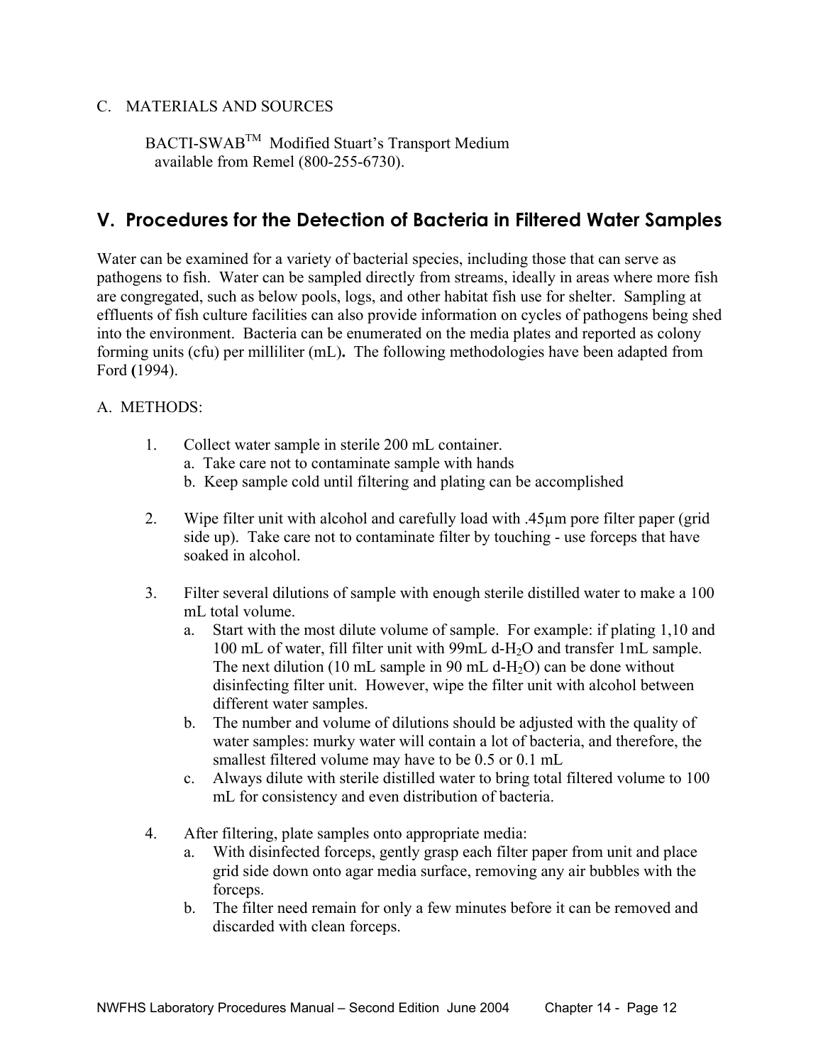C. MATERIALS AND SOURCES

BACTI-SWAB™ Modified Stuart's Transport Medium available from Remel (800-255-6730).

## V. Procedures for the Detection of Bacteria in Filtered Water Samples

Water can be examined for a variety of bacterial species, including those that can serve as pathogens to fish. Water can be sampled directly from streams, ideally in areas where more fish are congregated, such as below pools, logs, and other habitat fish use for shelter. Sampling at effluents of fish culture facilities can also provide information on cycles of pathogens being shed into the environment. Bacteria can be enumerated on the media plates and reported as colony forming units (cfu) per milliliter (mL). The following methodologies have been adapted from Ford (1994).

A. METHODS:

1. Collect water sample in sterile 200 mL container.
   a. Take care not to contaminate sample with hands
   b. Keep sample cold until filtering and plating can be accomplished

2. Wipe filter unit with alcohol and carefully load with .45µm pore filter paper (grid side up). Take care not to contaminate filter by touching - use forceps that have soaked in alcohol.

3. Filter several dilutions of sample with enough sterile distilled water to make a 100 mL total volume.
   a. Start with the most dilute volume of sample. For example: if plating 1,10 and 100 mL of water, fill filter unit with 99mL d-$H_2O$ and transfer 1mL sample. The next dilution (10 mL sample in 90 mL d-$H_2O$) can be done without disinfecting filter unit. However, wipe the filter unit with alcohol between different water samples.
   b. The number and volume of dilutions should be adjusted with the quality of water samples: murky water will contain a lot of bacteria, and therefore, the smallest filtered volume may have to be 0.5 or 0.1 mL
   c. Always dilute with sterile distilled water to bring total filtered volume to 100 mL for consistency and even distribution of bacteria.

4. After filtering, plate samples onto appropriate media:
   a. With disinfected forceps, gently grasp each filter paper from unit and place grid side down onto agar media surface, removing any air bubbles with the forceps.
   b. The filter need remain for only a few minutes before it can be removed and discarded with clean forceps.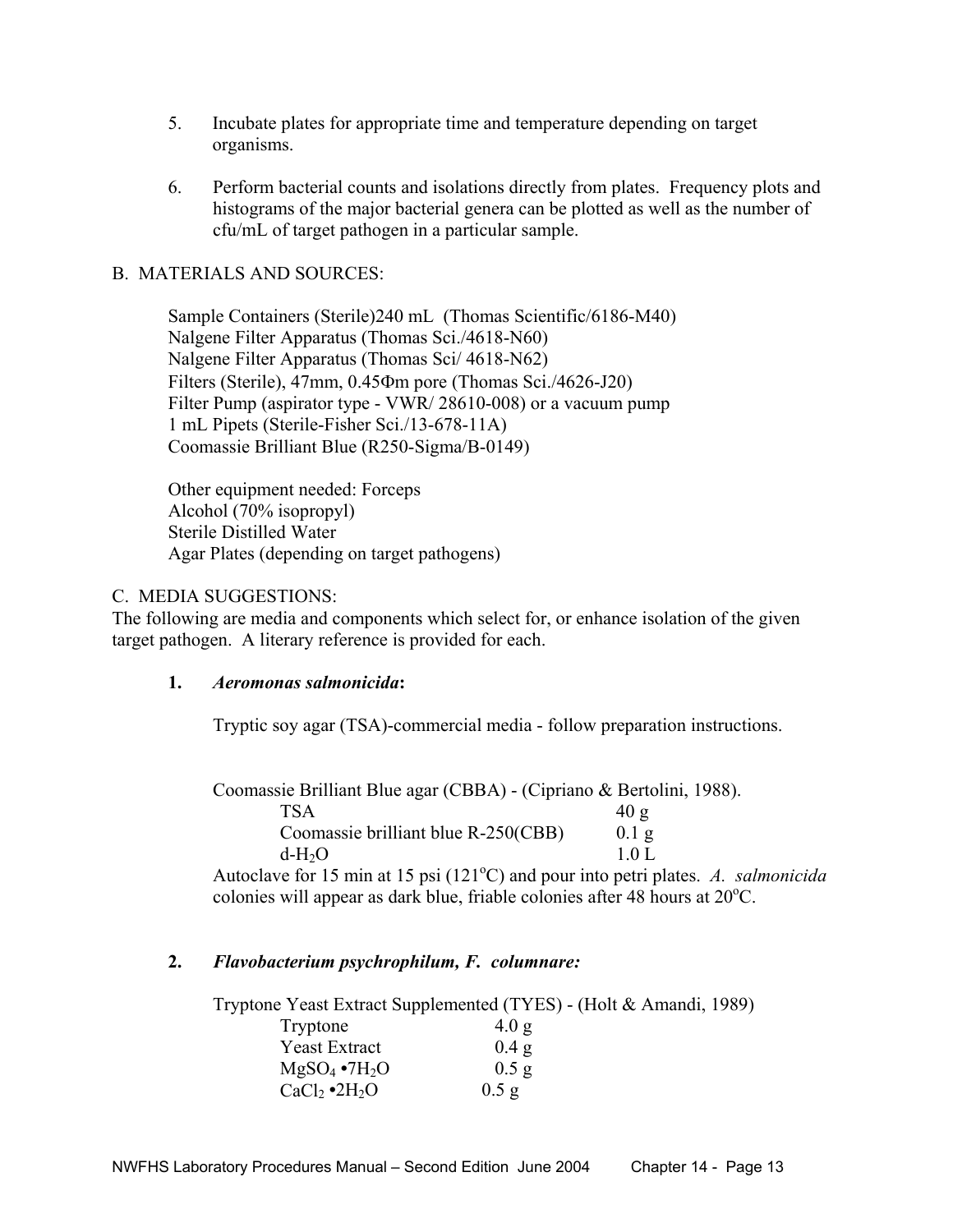5. Incubate plates for appropriate time and temperature depending on target organisms.

6. Perform bacterial counts and isolations directly from plates. Frequency plots and histograms of the major bacterial genera can be plotted as well as the number of cfu/mL of target pathogen in a particular sample.

B. MATERIALS AND SOURCES:

Sample Containers (Sterile)240 mL (Thomas Scientific/6186-M40)
Nalgene Filter Apparatus (Thomas Sci./4618-N60)
Nalgene Filter Apparatus (Thomas Sci/ 4618-N62)
Filters (Sterile), 47mm, 0.45Φm pore (Thomas Sci./4626-J20)
Filter Pump (aspirator type - VWR/ 28610-008) or a vacuum pump
1 mL Pipets (Sterile-Fisher Sci./13-678-11A)
Coomassie Brilliant Blue (R250-Sigma/B-0149)

Other equipment needed: Forceps
Alcohol (70% isopropyl)
Sterile Distilled Water
Agar Plates (depending on target pathogens)

C. MEDIA SUGGESTIONS:
The following are media and components which select for, or enhance isolation of the given target pathogen. A literary reference is provided for each.

**1. *Aeromonas salmonicida*:**

Tryptic soy agar (TSA)-commercial media - follow preparation instructions.

Coomassie Brilliant Blue agar (CBBA) - (Cipriano & Bertolini, 1988).

| | |
|---|---|
| TSA | 40 g |
| Coomassie brilliant blue R-250(CBB) | 0.1 g |
| d-$H_2O$ | 1.0 L |

Autoclave for 15 min at 15 psi (121°C) and pour into petri plates. *A. salmonicida* colonies will appear as dark blue, friable colonies after 48 hours at 20°C.

**2. *Flavobacterium psychrophilum, F. columnare:***

Tryptone Yeast Extract Supplemented (TYES) - (Holt & Amandi, 1989)

| | |
|---|---|
| Tryptone | 4.0 g |
| Yeast Extract | 0.4 g |
| $MgSO_4 \cdot 7H_2O$ | 0.5 g |
| $CaCl_2 \cdot 2H_2O$ | 0.5 g |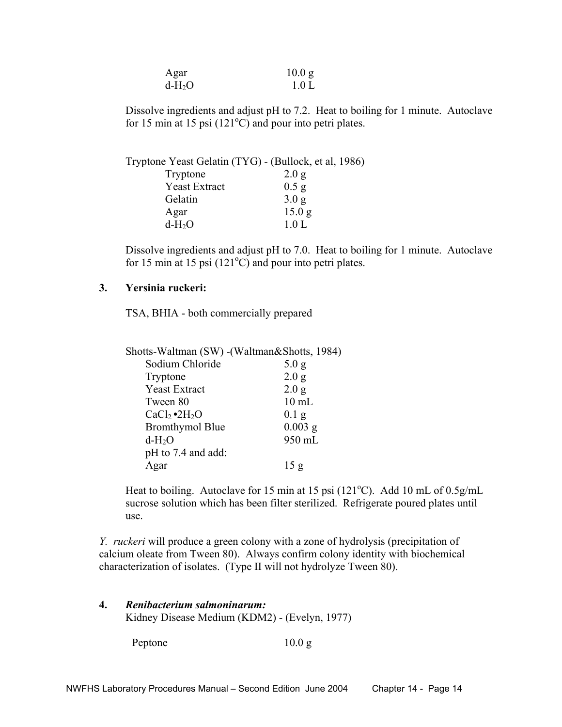| | |
|---|---|
| Agar | 10.0 g |
| d-$H_2O$ | 1.0 L |

Dissolve ingredients and adjust pH to 7.2. Heat to boiling for 1 minute. Autoclave for 15 min at 15 psi (121°C) and pour into petri plates.

Tryptone Yeast Gelatin (TYG) - (Bullock, et al, 1986)

| | |
|---|---|
| Tryptone | 2.0 g |
| Yeast Extract | 0.5 g |
| Gelatin | 3.0 g |
| Agar | 15.0 g |
| d-$H_2O$ | 1.0 L |

Dissolve ingredients and adjust pH to 7.0. Heat to boiling for 1 minute. Autoclave for 15 min at 15 psi (121°C) and pour into petri plates.

### 3. Yersinia ruckeri:

TSA, BHIA - both commercially prepared

Shotts-Waltman (SW) -(Waltman&Shotts, 1984)

| | |
|---|---|
| Sodium Chloride | 5.0 g |
| Tryptone | 2.0 g |
| Yeast Extract | 2.0 g |
| Tween 80 | 10 mL |
| $CaCl_2 \cdot 2H_2O$ | 0.1 g |
| Bromthymol Blue | 0.003 g |
| d-$H_2O$ | 950 mL |
| pH to 7.4 and add: | |
| Agar | 15 g |

Heat to boiling. Autoclave for 15 min at 15 psi (121°C). Add 10 mL of 0.5g/mL sucrose solution which has been filter sterilized. Refrigerate poured plates until use.

*Y. ruckeri* will produce a green colony with a zone of hydrolysis (precipitation of calcium oleate from Tween 80). Always confirm colony identity with biochemical characterization of isolates. (Type II will not hydrolyze Tween 80).

### 4. *Renibacterium salmoninarum:*

Kidney Disease Medium (KDM2) - (Evelyn, 1977)

| | |
|---|---|
| Peptone | 10.0 g |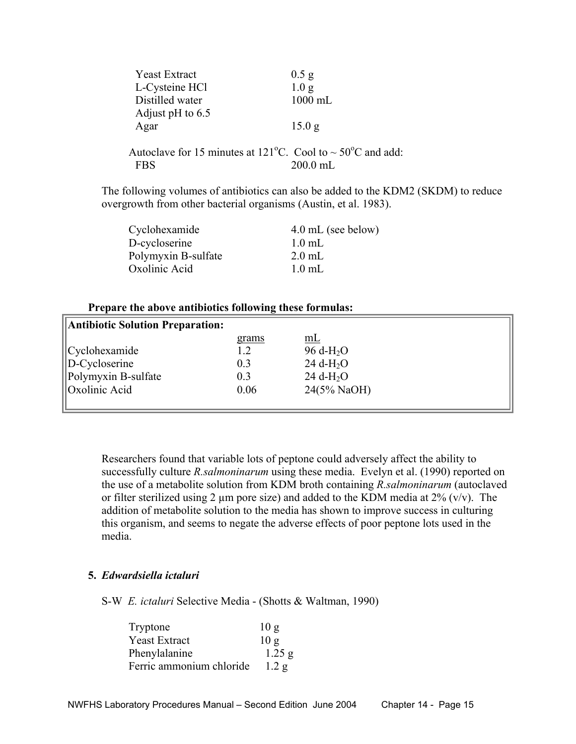| | |
|---|---|
| Yeast Extract | 0.5 g |
| L-Cysteine HCl | 1.0 g |
| Distilled water | 1000 mL |
| Adjust pH to 6.5 | |
| Agar | 15.0 g |

Autoclave for 15 minutes at 121°C. Cool to ~ 50°C and add:

| | |
|---|---|
| FBS | 200.0 mL |

The following volumes of antibiotics can also be added to the KDM2 (SKDM) to reduce overgrowth from other bacterial organisms (Austin, et al. 1983).

| | |
|---|---|
| Cyclohexamide | 4.0 mL (see below) |
| D-cycloserine | 1.0 mL |
| Polymyxin B-sulfate | 2.0 mL |
| Oxolinic Acid | 1.0 mL |

**Prepare the above antibiotics following these formulas:**

| **Antibiotic Solution Preparation:** | grams | mL |
|---|---|---|
| Cyclohexamide | 1.2 | 96 d-$H_2O$ |
| D-Cycloserine | 0.3 | 24 d-$H_2O$ |
| Polymyxin B-sulfate | 0.3 | 24 d-$H_2O$ |
| Oxolinic Acid | 0.06 | 24(5% NaOH) |

Researchers found that variable lots of peptone could adversely affect the ability to successfully culture *R.salmoninarum* using these media. Evelyn et al. (1990) reported on the use of a metabolite solution from KDM broth containing *R.salmoninarum* (autoclaved or filter sterilized using 2 µm pore size) and added to the KDM media at 2% (v/v). The addition of metabolite solution to the media has shown to improve success in culturing this organism, and seems to negate the adverse effects of poor peptone lots used in the media.

### 5. *Edwardsiella ictaluri*

S-W *E. ictaluri* Selective Media - (Shotts & Waltman, 1990)

| | |
|---|---|
| Tryptone | 10 g |
| Yeast Extract | 10 g |
| Phenylalanine | 1.25 g |
| Ferric ammonium chloride | 1.2 g |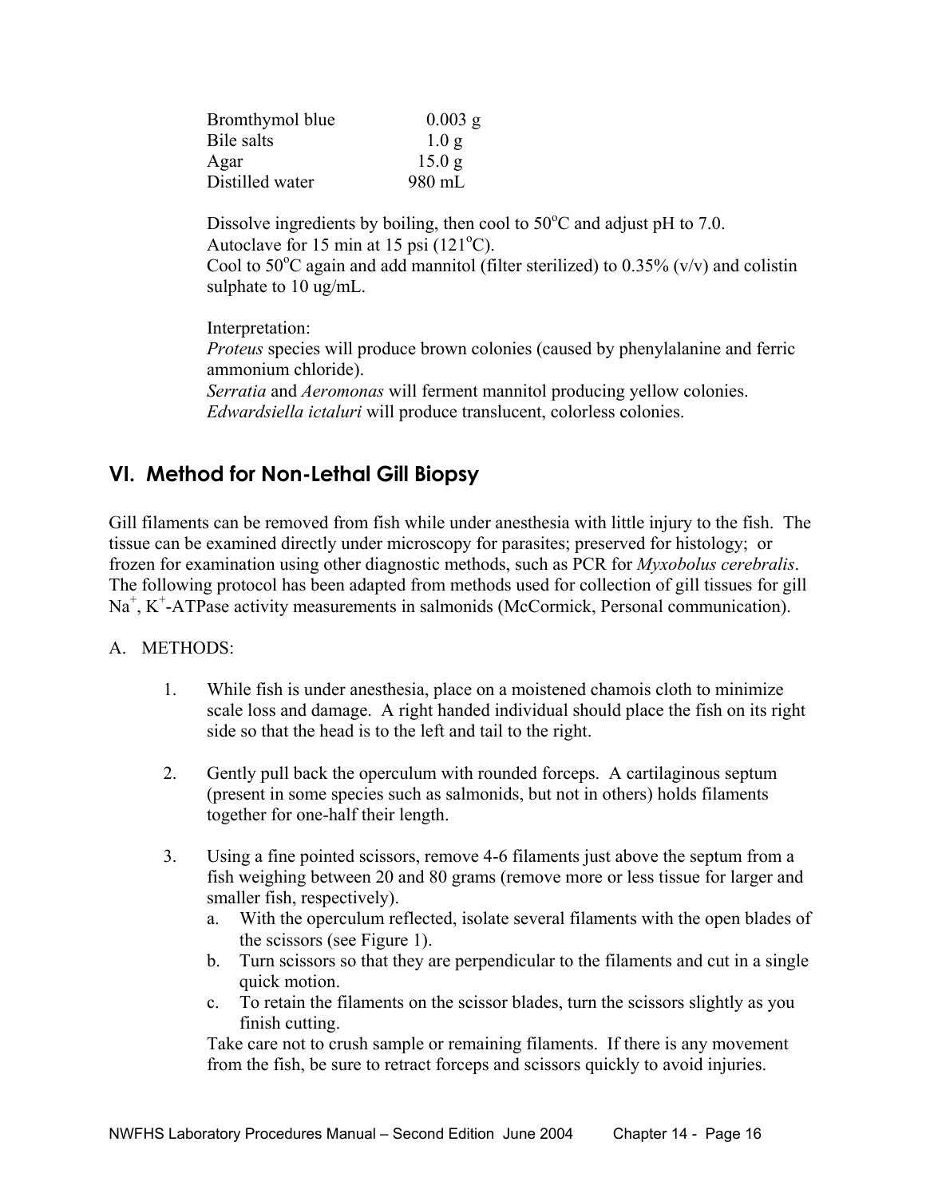| | |
|---|---|
| Bromthymol blue | 0.003 g |
| Bile salts | 1.0 g |
| Agar | 15.0 g |
| Distilled water | 980 mL |

Dissolve ingredients by boiling, then cool to 50$^{o}$C and adjust pH to 7.0.
Autoclave for 15 min at 15 psi (121$^{o}$C).
Cool to 50$^{o}$C again and add mannitol (filter sterilized) to 0.35% (v/v) and colistin sulphate to 10 ug/mL.

Interpretation:
*Proteus* species will produce brown colonies (caused by phenylalanine and ferric ammonium chloride).
*Serratia* and *Aeromonas* will ferment mannitol producing yellow colonies.
*Edwardsiella ictaluri* will produce translucent, colorless colonies.

## VI. Method for Non-Lethal Gill Biopsy

Gill filaments can be removed from fish while under anesthesia with little injury to the fish. The tissue can be examined directly under microscopy for parasites; preserved for histology; or frozen for examination using other diagnostic methods, such as PCR for *Myxobolus cerebralis*. The following protocol has been adapted from methods used for collection of gill tissues for gill $Na^{+}$, $K^{+}$-ATPase activity measurements in salmonids (McCormick, Personal communication).

A. METHODS:

1. While fish is under anesthesia, place on a moistened chamois cloth to minimize scale loss and damage. A right handed individual should place the fish on its right side so that the head is to the left and tail to the right.

2. Gently pull back the operculum with rounded forceps. A cartilaginous septum (present in some species such as salmonids, but not in others) holds filaments together for one-half their length.

3. Using a fine pointed scissors, remove 4-6 filaments just above the septum from a fish weighing between 20 and 80 grams (remove more or less tissue for larger and smaller fish, respectively).
   a. With the operculum reflected, isolate several filaments with the open blades of the scissors (see Figure 1).
   b. Turn scissors so that they are perpendicular to the filaments and cut in a single quick motion.
   c. To retain the filaments on the scissor blades, turn the scissors slightly as you finish cutting.

   Take care not to crush sample or remaining filaments. If there is any movement from the fish, be sure to retract forceps and scissors quickly to avoid injuries.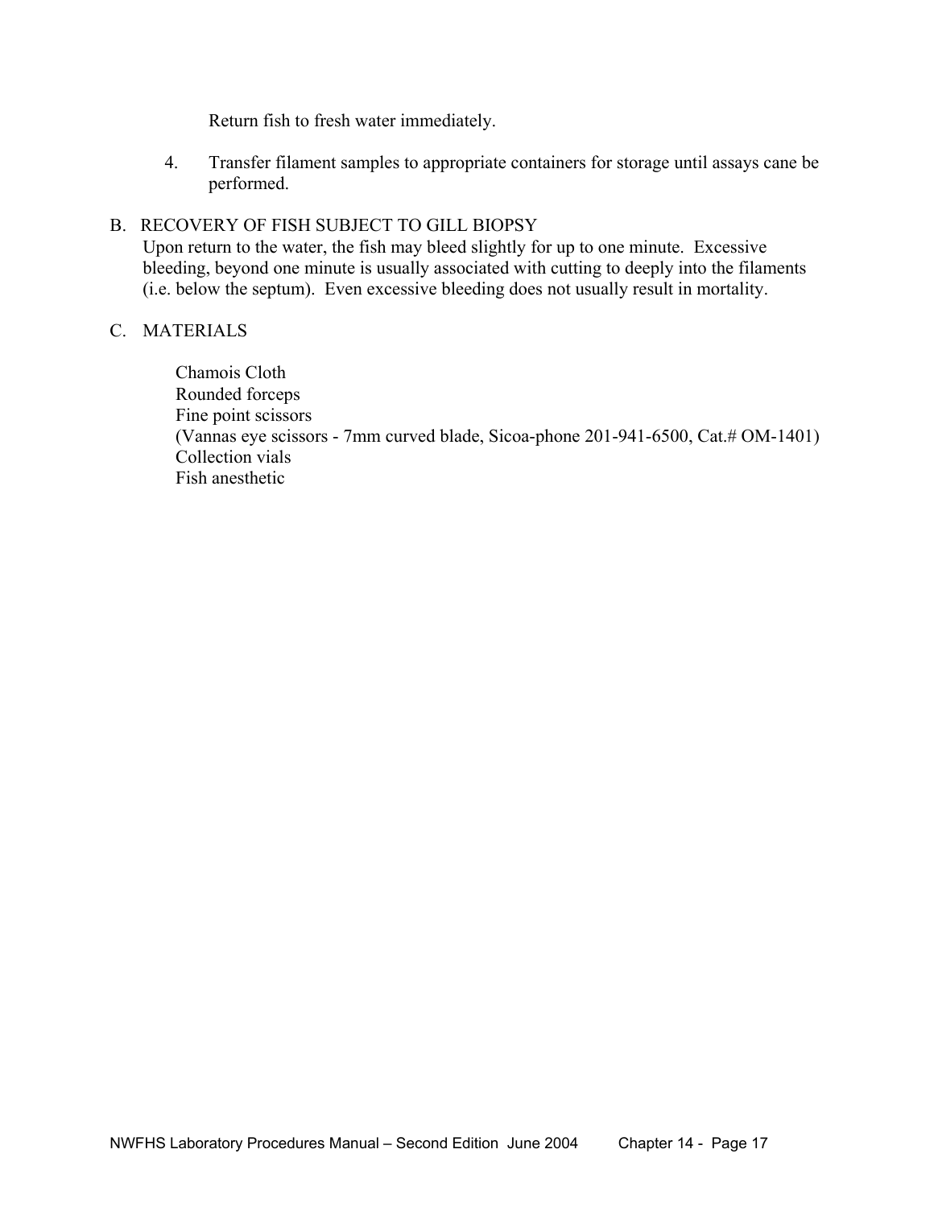Return fish to fresh water immediately.

4. Transfer filament samples to appropriate containers for storage until assays cane be performed.

## B. RECOVERY OF FISH SUBJECT TO GILL BIOPSY

Upon return to the water, the fish may bleed slightly for up to one minute. Excessive bleeding, beyond one minute is usually associated with cutting to deeply into the filaments (i.e. below the septum). Even excessive bleeding does not usually result in mortality.

## C. MATERIALS

Chamois Cloth
Rounded forceps
Fine point scissors
(Vannas eye scissors - 7mm curved blade, Sicoa-phone 201-941-6500, Cat.# OM-1401)
Collection vials
Fish anesthetic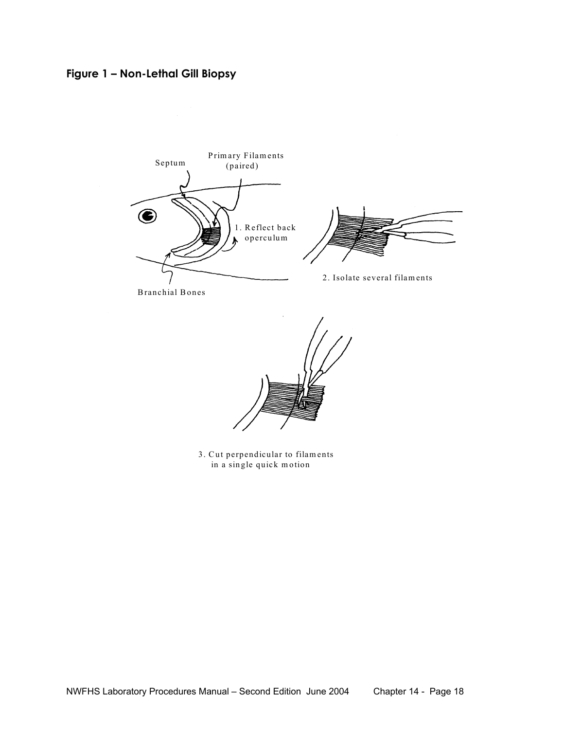## Figure 1 – Non-Lethal Gill Biopsy

Septum

Primary Filaments (paired)

1. Reflect back operculum

Branchial Bones

2. Isolate several filaments

3. Cut perpendicular to filaments in a single quick motion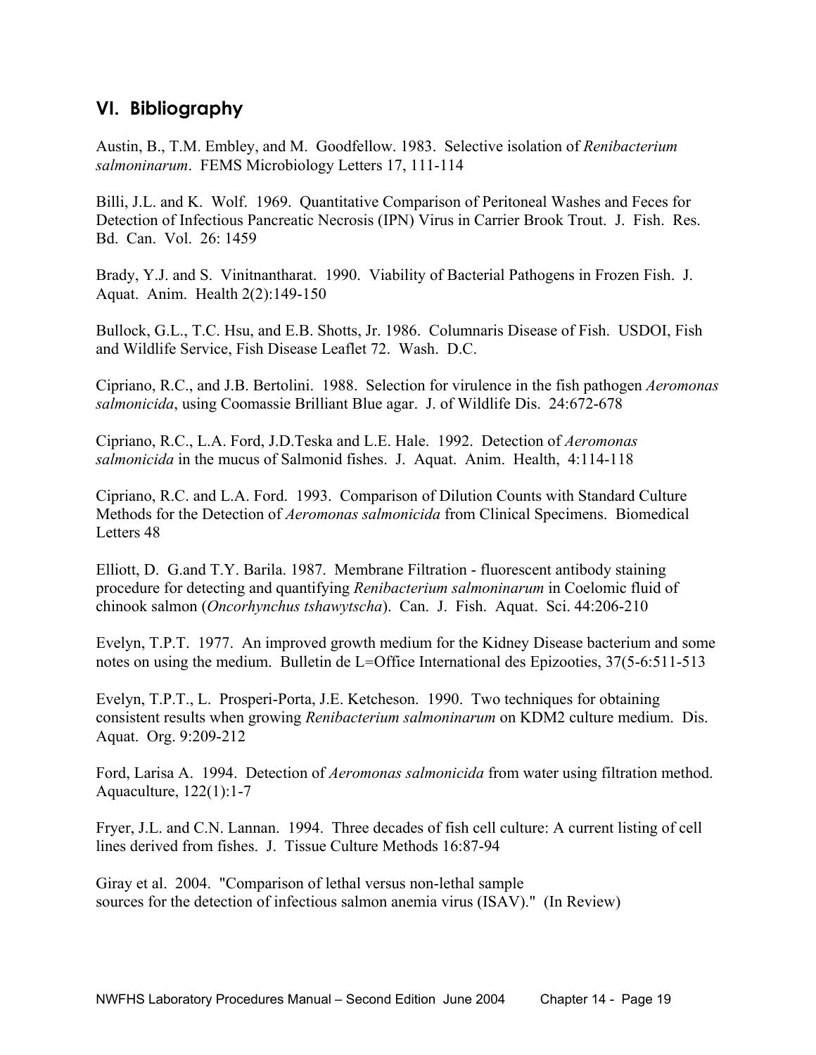## VI. Bibliography

Austin, B., T.M. Embley, and M. Goodfellow. 1983. Selective isolation of *Renibacterium salmoninarum*. FEMS Microbiology Letters 17, 111-114

Billi, J.L. and K. Wolf. 1969. Quantitative Comparison of Peritoneal Washes and Feces for Detection of Infectious Pancreatic Necrosis (IPN) Virus in Carrier Brook Trout. J. Fish. Res. Bd. Can. Vol. 26: 1459

Brady, Y.J. and S. Vinitnantharat. 1990. Viability of Bacterial Pathogens in Frozen Fish. J. Aquat. Anim. Health 2(2):149-150

Bullock, G.L., T.C. Hsu, and E.B. Shotts, Jr. 1986. Columnaris Disease of Fish. USDOI, Fish and Wildlife Service, Fish Disease Leaflet 72. Wash. D.C.

Cipriano, R.C., and J.B. Bertolini. 1988. Selection for virulence in the fish pathogen *Aeromonas salmonicida*, using Coomassie Brilliant Blue agar. J. of Wildlife Dis. 24:672-678

Cipriano, R.C., L.A. Ford, J.D.Teska and L.E. Hale. 1992. Detection of *Aeromonas salmonicida* in the mucus of Salmonid fishes. J. Aquat. Anim. Health, 4:114-118

Cipriano, R.C. and L.A. Ford. 1993. Comparison of Dilution Counts with Standard Culture Methods for the Detection of *Aeromonas salmonicida* from Clinical Specimens. Biomedical Letters 48

Elliott, D. G.and T.Y. Barila. 1987. Membrane Filtration - fluorescent antibody staining procedure for detecting and quantifying *Renibacterium salmoninarum* in Coelomic fluid of chinook salmon (*Oncorhynchus tshawytscha*). Can. J. Fish. Aquat. Sci. 44:206-210

Evelyn, T.P.T. 1977. An improved growth medium for the Kidney Disease bacterium and some notes on using the medium. Bulletin de L=Office International des Epizooties, 37(5-6:511-513

Evelyn, T.P.T., L. Prosperi-Porta, J.E. Ketcheson. 1990. Two techniques for obtaining consistent results when growing *Renibacterium salmoninarum* on KDM2 culture medium. Dis. Aquat. Org. 9:209-212

Ford, Larisa A. 1994. Detection of *Aeromonas salmonicida* from water using filtration method. Aquaculture, 122(1):1-7

Fryer, J.L. and C.N. Lannan. 1994. Three decades of fish cell culture: A current listing of cell lines derived from fishes. J. Tissue Culture Methods 16:87-94

Giray et al. 2004. "Comparison of lethal versus non-lethal sample sources for the detection of infectious salmon anemia virus (ISAV)." (In Review)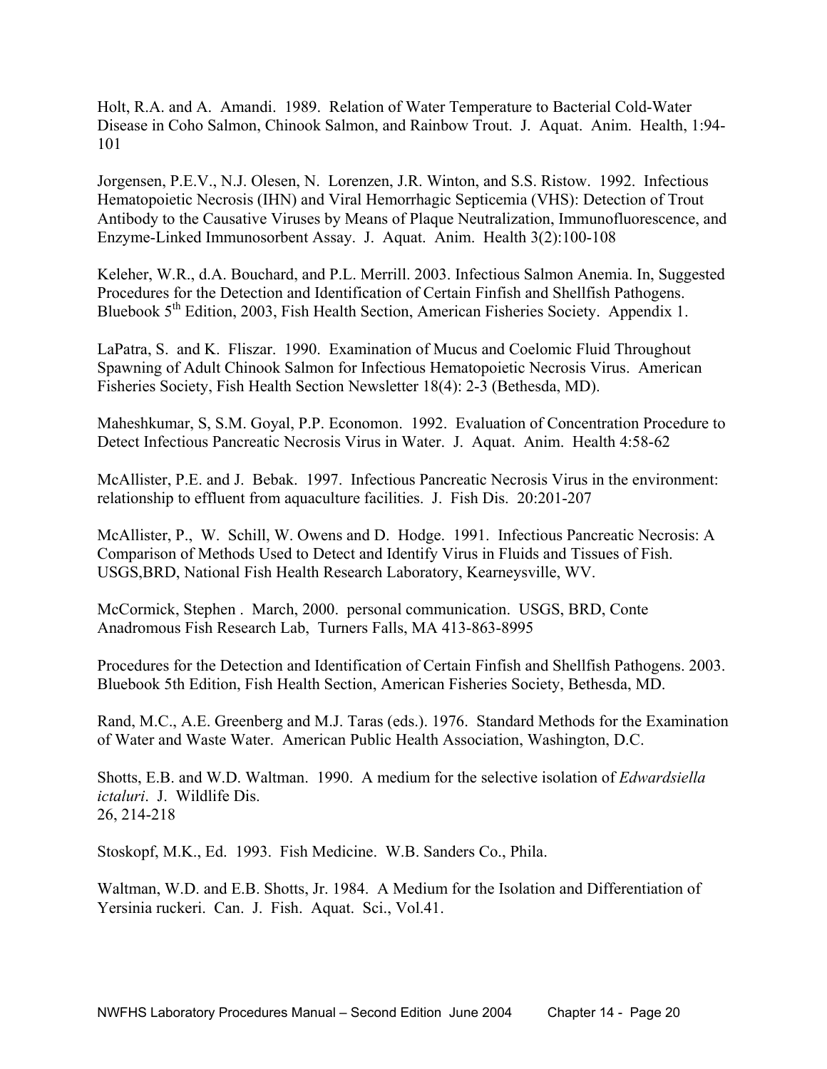Holt, R.A. and A. Amandi. 1989. Relation of Water Temperature to Bacterial Cold-Water Disease in Coho Salmon, Chinook Salmon, and Rainbow Trout. J. Aquat. Anim. Health, 1:94-101

Jorgensen, P.E.V., N.J. Olesen, N. Lorenzen, J.R. Winton, and S.S. Ristow. 1992. Infectious Hematopoietic Necrosis (IHN) and Viral Hemorrhagic Septicemia (VHS): Detection of Trout Antibody to the Causative Viruses by Means of Plaque Neutralization, Immunofluorescence, and Enzyme-Linked Immunosorbent Assay. J. Aquat. Anim. Health 3(2):100-108

Keleher, W.R., d.A. Bouchard, and P.L. Merrill. 2003. Infectious Salmon Anemia. In, Suggested Procedures for the Detection and Identification of Certain Finfish and Shellfish Pathogens. Bluebook 5th Edition, 2003, Fish Health Section, American Fisheries Society. Appendix 1.

LaPatra, S. and K. Fliszar. 1990. Examination of Mucus and Coelomic Fluid Throughout Spawning of Adult Chinook Salmon for Infectious Hematopoietic Necrosis Virus. American Fisheries Society, Fish Health Section Newsletter 18(4): 2-3 (Bethesda, MD).

Maheshkumar, S, S.M. Goyal, P.P. Economon. 1992. Evaluation of Concentration Procedure to Detect Infectious Pancreatic Necrosis Virus in Water. J. Aquat. Anim. Health 4:58-62

McAllister, P.E. and J. Bebak. 1997. Infectious Pancreatic Necrosis Virus in the environment: relationship to effluent from aquaculture facilities. J. Fish Dis. 20:201-207

McAllister, P., W. Schill, W. Owens and D. Hodge. 1991. Infectious Pancreatic Necrosis: A Comparison of Methods Used to Detect and Identify Virus in Fluids and Tissues of Fish. USGS,BRD, National Fish Health Research Laboratory, Kearneysville, WV.

McCormick, Stephen . March, 2000. personal communication. USGS, BRD, Conte Anadromous Fish Research Lab, Turners Falls, MA 413-863-8995

Procedures for the Detection and Identification of Certain Finfish and Shellfish Pathogens. 2003. Bluebook 5th Edition, Fish Health Section, American Fisheries Society, Bethesda, MD.

Rand, M.C., A.E. Greenberg and M.J. Taras (eds.). 1976. Standard Methods for the Examination of Water and Waste Water. American Public Health Association, Washington, D.C.

Shotts, E.B. and W.D. Waltman. 1990. A medium for the selective isolation of *Edwardsiella ictaluri*. J. Wildlife Dis. 26, 214-218

Stoskopf, M.K., Ed. 1993. Fish Medicine. W.B. Sanders Co., Phila.

Waltman, W.D. and E.B. Shotts, Jr. 1984. A Medium for the Isolation and Differentiation of Yersinia ruckeri. Can. J. Fish. Aquat. Sci., Vol.41.